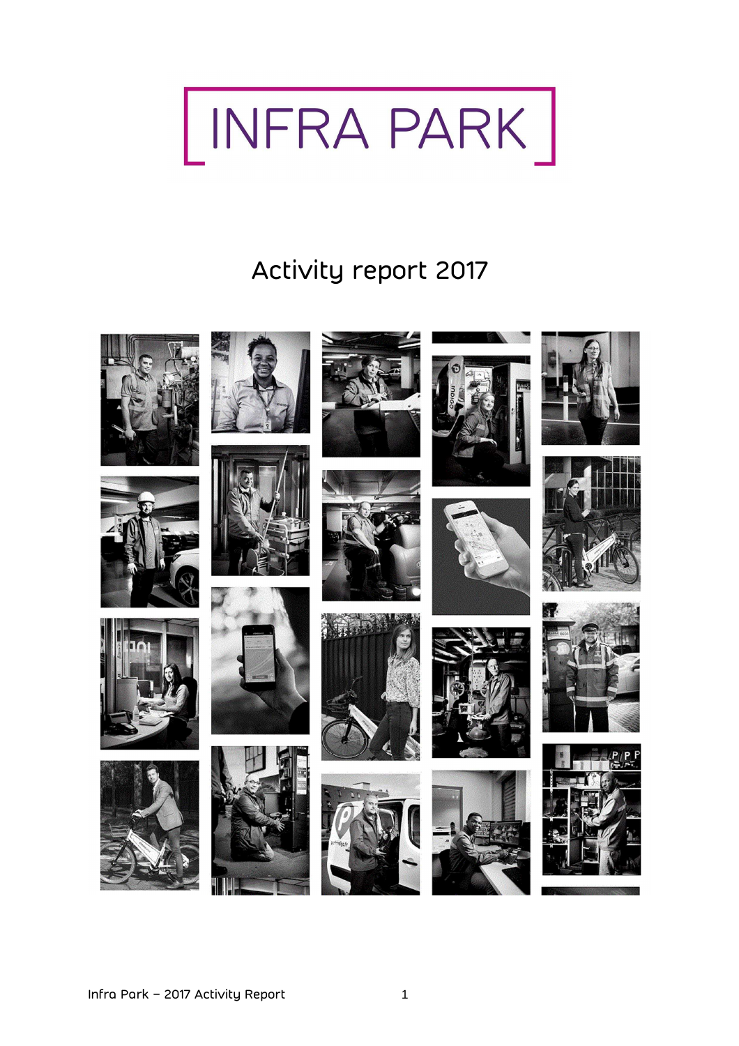# INFRA PARK

## Activity report 2017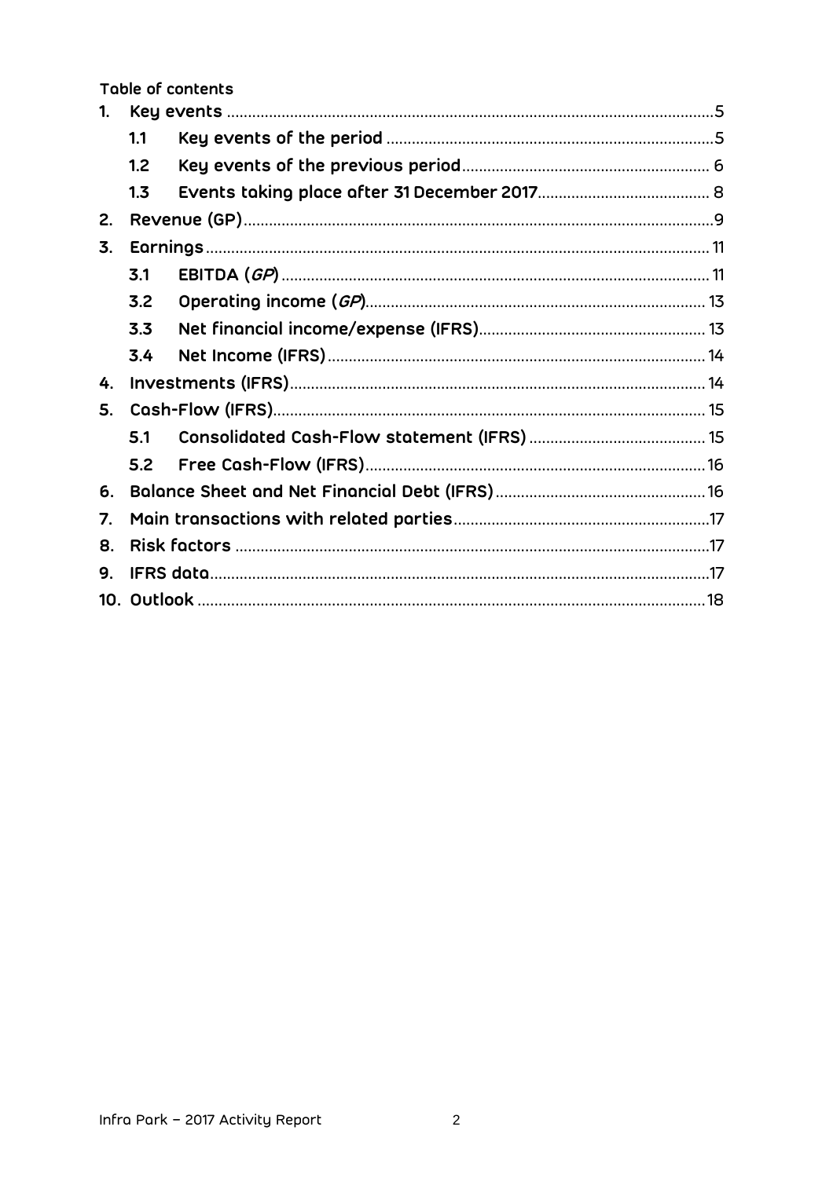Table of contents

1. Key events ..... 5
   - 1.1 Key events of the period ..... 5
   - 1.2 Key events of the previous period ..... 6
   - 1.3 Events taking place after 31 December 2017 ..... 8
2. Revenue (GP) ..... 9
3. Earnings ..... 11
   - 3.1 EBITDA (*GP*) ..... 11
   - 3.2 Operating income (*GP*) ..... 13
   - 3.3 Net financial income/expense (IFRS) ..... 13
   - 3.4 Net Income (IFRS) ..... 14
4. Investments (IFRS) ..... 14
5. Cash-Flow (IFRS) ..... 15
   - 5.1 Consolidated Cash-Flow statement (IFRS) ..... 15
   - 5.2 Free Cash-Flow (IFRS) ..... 16
6. Balance Sheet and Net Financial Debt (IFRS) ..... 16
7. Main transactions with related parties ..... 17
8. Risk factors ..... 17
9. IFRS data ..... 17
10. Outlook ..... 18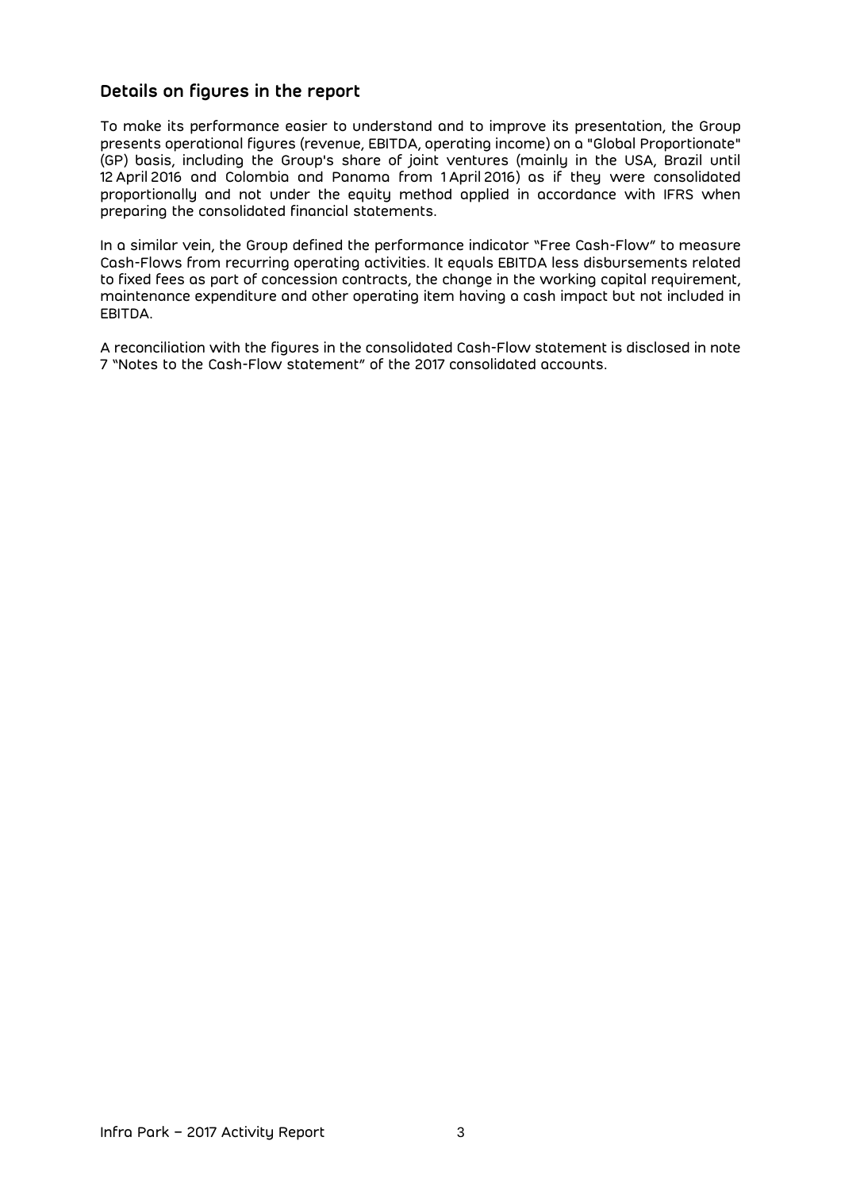## Details on figures in the report

To make its performance easier to understand and to improve its presentation, the Group presents operational figures (revenue, EBITDA, operating income) on a "Global Proportionate" (GP) basis, including the Group's share of joint ventures (mainly in the USA, Brazil until 12 April 2016 and Colombia and Panama from 1 April 2016) as if they were consolidated proportionally and not under the equity method applied in accordance with IFRS when preparing the consolidated financial statements.

In a similar vein, the Group defined the performance indicator "Free Cash-Flow" to measure Cash-Flows from recurring operating activities. It equals EBITDA less disbursements related to fixed fees as part of concession contracts, the change in the working capital requirement, maintenance expenditure and other operating item having a cash impact but not included in EBITDA.

A reconciliation with the figures in the consolidated Cash-Flow statement is disclosed in note 7 "Notes to the Cash-Flow statement" of the 2017 consolidated accounts.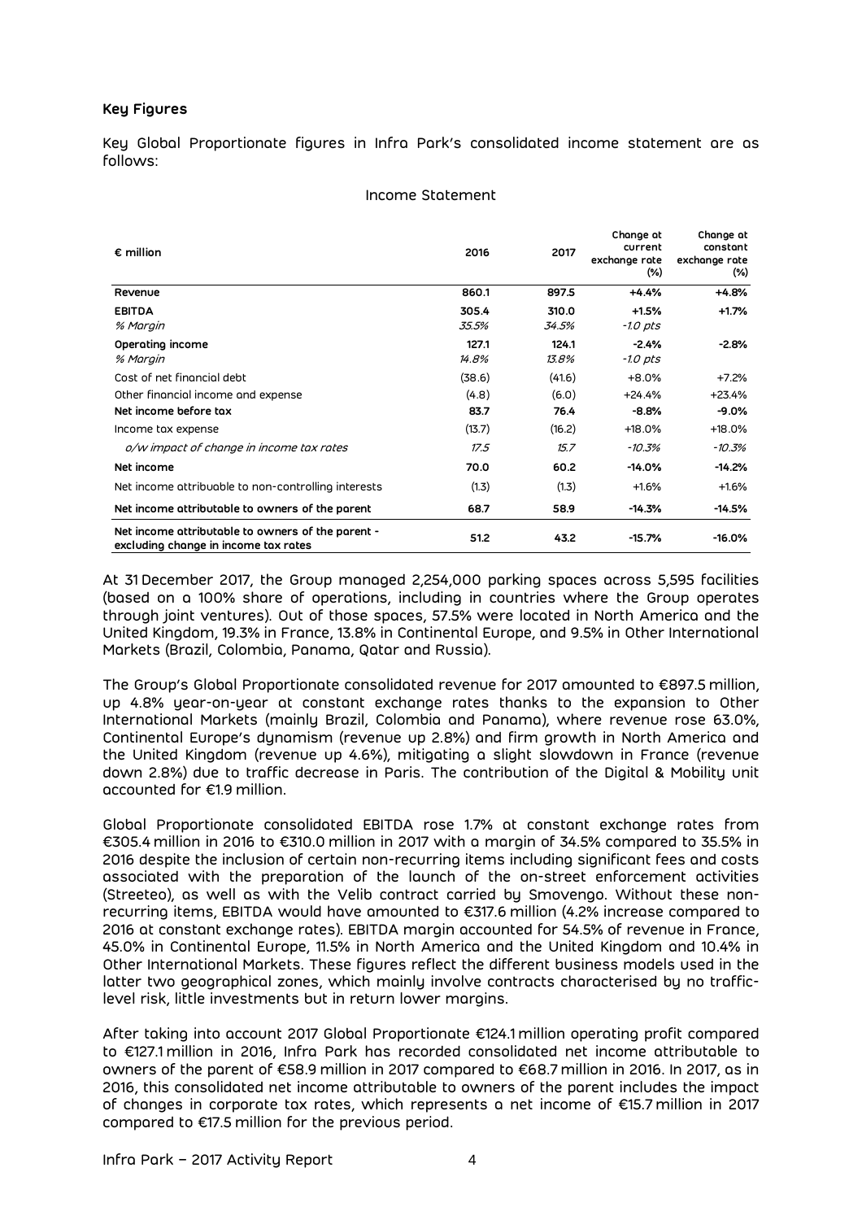### Key Figures

Key Global Proportionate figures in Infra Park's consolidated income statement are as follows:

Income Statement

| € million | 2016 | 2017 | Change at current exchange rate (%) | Change at constant exchange rate (%) |
|---|---|---|---|---|
| **Revenue** | **860.1** | **897.5** | **+4.4%** | **+4.8%** |
| **EBITDA** | **305.4** | **310.0** | **+1.5%** | **+1.7%** |
| *% Margin* | *35.5%* | *34.5%* | *-1.0 pts* | |
| **Operating income** | **127.1** | **124.1** | **-2.4%** | **-2.8%** |
| *% Margin* | *14.8%* | *13.8%* | *-1.0 pts* | |
| Cost of net financial debt | (38.6) | (41.6) | +8.0% | +7.2% |
| Other financial income and expense | (4.8) | (6.0) | +24.4% | +23.4% |
| **Net income before tax** | **83.7** | **76.4** | **-8.8%** | **-9.0%** |
| Income tax expense | (13.7) | (16.2) | +18.0% | +18.0% |
| *o/w impact of change in income tax rates* | *17.5* | *15.7* | *-10.3%* | *-10.3%* |
| **Net income** | **70.0** | **60.2** | **-14.0%** | **-14.2%** |
| Net income attribuable to non-controlling interests | (1.3) | (1.3) | +1.6% | +1.6% |
| **Net income attributable to owners of the parent** | **68.7** | **58.9** | **-14.3%** | **-14.5%** |
| **Net income attributable to owners of the parent - excluding change in income tax rates** | **51.2** | **43.2** | **-15.7%** | **-16.0%** |

At 31 December 2017, the Group managed 2,254,000 parking spaces across 5,595 facilities (based on a 100% share of operations, including in countries where the Group operates through joint ventures). Out of those spaces, 57.5% were located in North America and the United Kingdom, 19.3% in France, 13.8% in Continental Europe, and 9.5% in Other International Markets (Brazil, Colombia, Panama, Qatar and Russia).

The Group's Global Proportionate consolidated revenue for 2017 amounted to €897.5 million, up 4.8% year-on-year at constant exchange rates thanks to the expansion to Other International Markets (mainly Brazil, Colombia and Panama), where revenue rose 63.0%, Continental Europe's dynamism (revenue up 2.8%) and firm growth in North America and the United Kingdom (revenue up 4.6%), mitigating a slight slowdown in France (revenue down 2.8%) due to traffic decrease in Paris. The contribution of the Digital & Mobility unit accounted for €1.9 million.

Global Proportionate consolidated EBITDA rose 1.7% at constant exchange rates from €305.4 million in 2016 to €310.0 million in 2017 with a margin of 34.5% compared to 35.5% in 2016 despite the inclusion of certain non-recurring items including significant fees and costs associated with the preparation of the launch of the on-street enforcement activities (Streeteo), as well as with the Velib contract carried by Smovengo. Without these non-recurring items, EBITDA would have amounted to €317.6 million (4.2% increase compared to 2016 at constant exchange rates). EBITDA margin accounted for 54.5% of revenue in France, 45.0% in Continental Europe, 11.5% in North America and the United Kingdom and 10.4% in Other International Markets. These figures reflect the different business models used in the latter two geographical zones, which mainly involve contracts characterised by no traffic-level risk, little investments but in return lower margins.

After taking into account 2017 Global Proportionate €124.1 million operating profit compared to €127.1 million in 2016, Infra Park has recorded consolidated net income attributable to owners of the parent of €58.9 million in 2017 compared to €68.7 million in 2016. In 2017, as in 2016, this consolidated net income attributable to owners of the parent includes the impact of changes in corporate tax rates, which represents a net income of €15.7 million in 2017 compared to €17.5 million for the previous period.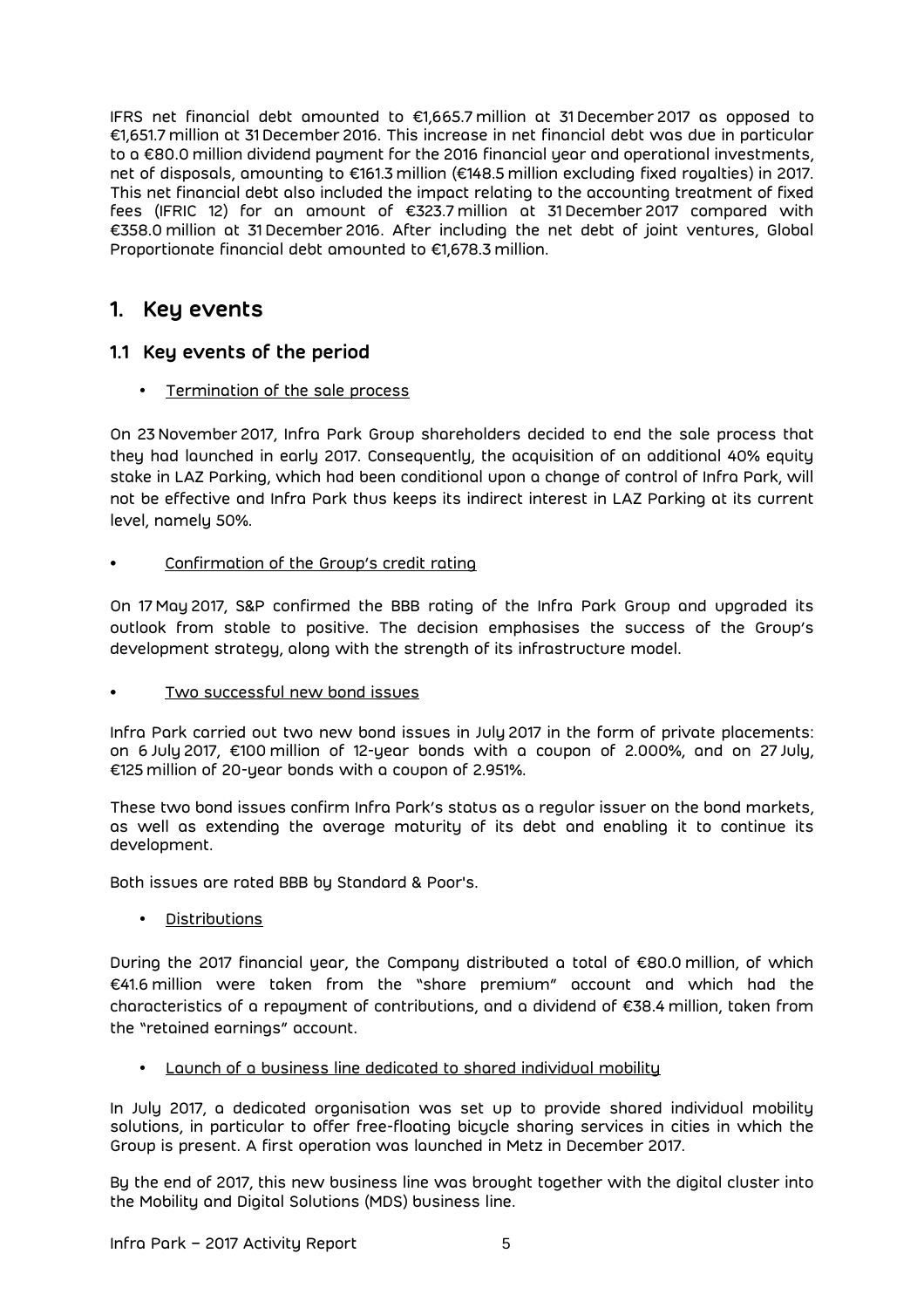IFRS net financial debt amounted to €1,665.7 million at 31 December 2017 as opposed to €1,651.7 million at 31 December 2016. This increase in net financial debt was due in particular to a €80.0 million dividend payment for the 2016 financial year and operational investments, net of disposals, amounting to €161.3 million (€148.5 million excluding fixed royalties) in 2017. This net financial debt also included the impact relating to the accounting treatment of fixed fees (IFRIC 12) for an amount of €323.7 million at 31 December 2017 compared with €358.0 million at 31 December 2016. After including the net debt of joint ventures, Global Proportionate financial debt amounted to €1,678.3 million.

# 1. Key events

## 1.1 Key events of the period

- Termination of the sale process

On 23 November 2017, Infra Park Group shareholders decided to end the sale process that they had launched in early 2017. Consequently, the acquisition of an additional 40% equity stake in LAZ Parking, which had been conditional upon a change of control of Infra Park, will not be effective and Infra Park thus keeps its indirect interest in LAZ Parking at its current level, namely 50%.

- Confirmation of the Group's credit rating

On 17 May 2017, S&P confirmed the BBB rating of the Infra Park Group and upgraded its outlook from stable to positive. The decision emphasises the success of the Group's development strategy, along with the strength of its infrastructure model.

- Two successful new bond issues

Infra Park carried out two new bond issues in July 2017 in the form of private placements: on 6 July 2017, €100 million of 12-year bonds with a coupon of 2.000%, and on 27 July, €125 million of 20-year bonds with a coupon of 2.951%.

These two bond issues confirm Infra Park's status as a regular issuer on the bond markets, as well as extending the average maturity of its debt and enabling it to continue its development.

Both issues are rated BBB by Standard & Poor's.

- Distributions

During the 2017 financial year, the Company distributed a total of €80.0 million, of which €41.6 million were taken from the "share premium" account and which had the characteristics of a repayment of contributions, and a dividend of €38.4 million, taken from the "retained earnings" account.

- Launch of a business line dedicated to shared individual mobility

In July 2017, a dedicated organisation was set up to provide shared individual mobility solutions, in particular to offer free-floating bicycle sharing services in cities in which the Group is present. A first operation was launched in Metz in December 2017.

By the end of 2017, this new business line was brought together with the digital cluster into the Mobility and Digital Solutions (MDS) business line.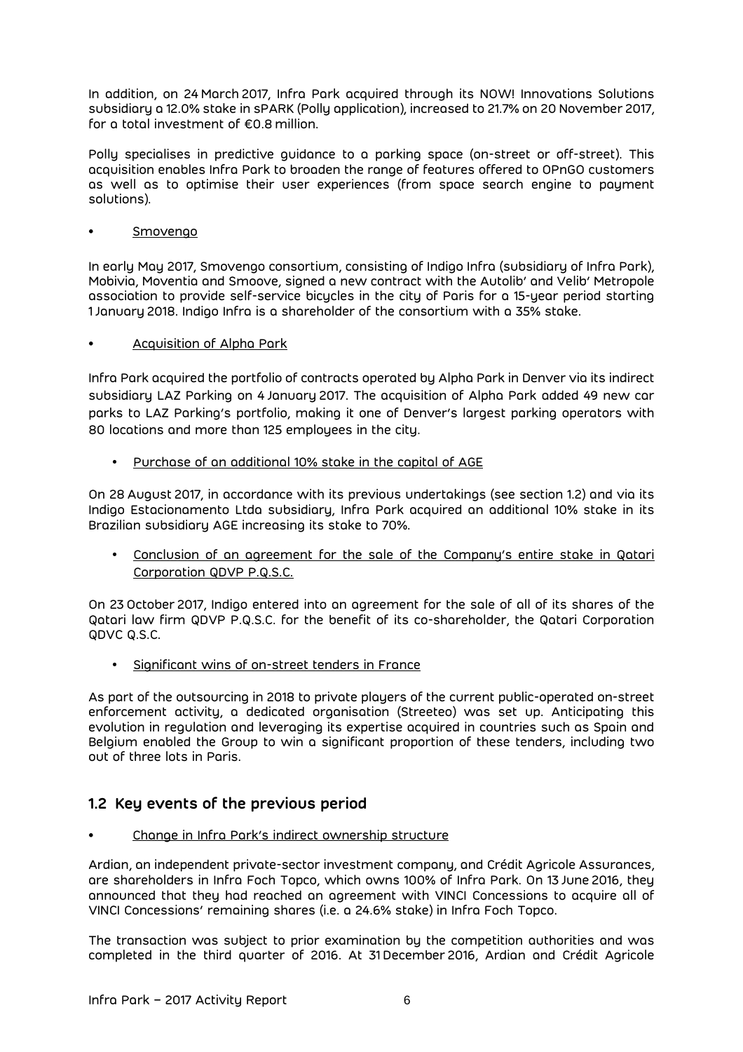In addition, on 24 March 2017, Infra Park acquired through its NOW! Innovations Solutions subsidiary a 12.0% stake in sPARK (Polly application), increased to 21.7% on 20 November 2017, for a total investment of €0.8 million.

Polly specialises in predictive guidance to a parking space (on-street or off-street). This acquisition enables Infra Park to broaden the range of features offered to OPnGO customers as well as to optimise their user experiences (from space search engine to payment solutions).

- Smovengo

In early May 2017, Smovengo consortium, consisting of Indigo Infra (subsidiary of Infra Park), Mobivia, Moventia and Smoove, signed a new contract with the Autolib' and Velib' Metropole association to provide self-service bicycles in the city of Paris for a 15-year period starting 1 January 2018. Indigo Infra is a shareholder of the consortium with a 35% stake.

- Acquisition of Alpha Park

Infra Park acquired the portfolio of contracts operated by Alpha Park in Denver via its indirect subsidiary LAZ Parking on 4 January 2017. The acquisition of Alpha Park added 49 new car parks to LAZ Parking's portfolio, making it one of Denver's largest parking operators with 80 locations and more than 125 employees in the city.

- Purchase of an additional 10% stake in the capital of AGE

On 28 August 2017, in accordance with its previous undertakings (see section 1.2) and via its Indigo Estacionamento Ltda subsidiary, Infra Park acquired an additional 10% stake in its Brazilian subsidiary AGE increasing its stake to 70%.

- Conclusion of an agreement for the sale of the Company's entire stake in Qatari Corporation QDVP P.Q.S.C.

On 23 October 2017, Indigo entered into an agreement for the sale of all of its shares of the Qatari law firm QDVP P.Q.S.C. for the benefit of its co-shareholder, the Qatari Corporation QDVC Q.S.C.

- Significant wins of on-street tenders in France

As part of the outsourcing in 2018 to private players of the current public-operated on-street enforcement activity, a dedicated organisation (Streeteo) was set up. Anticipating this evolution in regulation and leveraging its expertise acquired in countries such as Spain and Belgium enabled the Group to win a significant proportion of these tenders, including two out of three lots in Paris.

## 1.2 Key events of the previous period

- Change in Infra Park's indirect ownership structure

Ardian, an independent private-sector investment company, and Crédit Agricole Assurances, are shareholders in Infra Foch Topco, which owns 100% of Infra Park. On 13 June 2016, they announced that they had reached an agreement with VINCI Concessions to acquire all of VINCI Concessions' remaining shares (i.e. a 24.6% stake) in Infra Foch Topco.

The transaction was subject to prior examination by the competition authorities and was completed in the third quarter of 2016. At 31 December 2016, Ardian and Crédit Agricole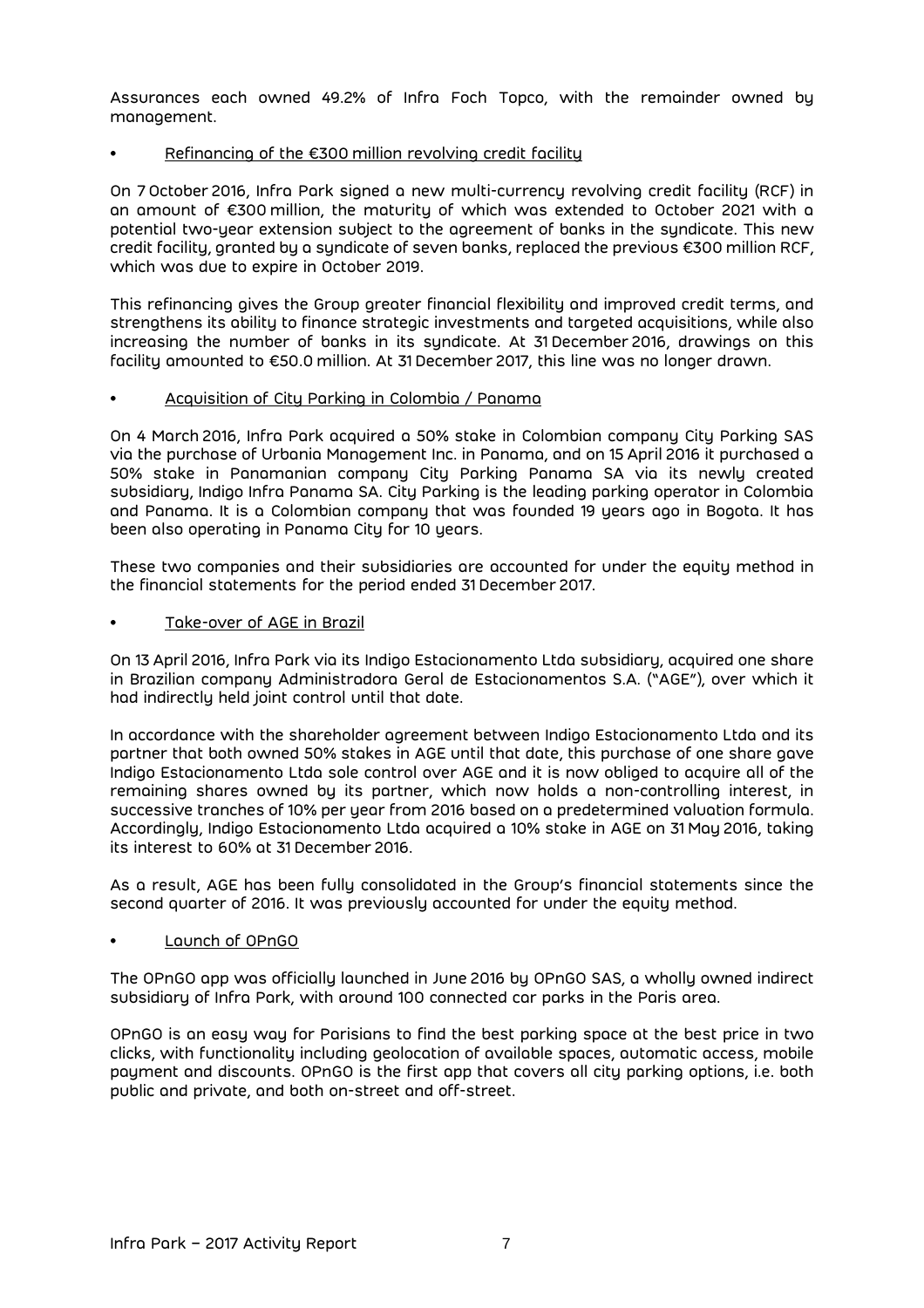Assurances each owned 49.2% of Infra Foch Topco, with the remainder owned by management.

- Refinancing of the €300 million revolving credit facility

On 7 October 2016, Infra Park signed a new multi-currency revolving credit facility (RCF) in an amount of €300 million, the maturity of which was extended to October 2021 with a potential two-year extension subject to the agreement of banks in the syndicate. This new credit facility, granted by a syndicate of seven banks, replaced the previous €300 million RCF, which was due to expire in October 2019.

This refinancing gives the Group greater financial flexibility and improved credit terms, and strengthens its ability to finance strategic investments and targeted acquisitions, while also increasing the number of banks in its syndicate. At 31 December 2016, drawings on this facility amounted to €50.0 million. At 31 December 2017, this line was no longer drawn.

- Acquisition of City Parking in Colombia / Panama

On 4 March 2016, Infra Park acquired a 50% stake in Colombian company City Parking SAS via the purchase of Urbania Management Inc. in Panama, and on 15 April 2016 it purchased a 50% stake in Panamanian company City Parking Panama SA via its newly created subsidiary, Indigo Infra Panama SA. City Parking is the leading parking operator in Colombia and Panama. It is a Colombian company that was founded 19 years ago in Bogota. It has been also operating in Panama City for 10 years.

These two companies and their subsidiaries are accounted for under the equity method in the financial statements for the period ended 31 December 2017.

- Take-over of AGE in Brazil

On 13 April 2016, Infra Park via its Indigo Estacionamento Ltda subsidiary, acquired one share in Brazilian company Administradora Geral de Estacionamentos S.A. ("AGE"), over which it had indirectly held joint control until that date.

In accordance with the shareholder agreement between Indigo Estacionamento Ltda and its partner that both owned 50% stakes in AGE until that date, this purchase of one share gave Indigo Estacionamento Ltda sole control over AGE and it is now obliged to acquire all of the remaining shares owned by its partner, which now holds a non-controlling interest, in successive tranches of 10% per year from 2016 based on a predetermined valuation formula. Accordingly, Indigo Estacionamento Ltda acquired a 10% stake in AGE on 31 May 2016, taking its interest to 60% at 31 December 2016.

As a result, AGE has been fully consolidated in the Group's financial statements since the second quarter of 2016. It was previously accounted for under the equity method.

- Launch of OPnGO

The OPnGO app was officially launched in June 2016 by OPnGO SAS, a wholly owned indirect subsidiary of Infra Park, with around 100 connected car parks in the Paris area.

OPnGO is an easy way for Parisians to find the best parking space at the best price in two clicks, with functionality including geolocation of available spaces, automatic access, mobile payment and discounts. OPnGO is the first app that covers all city parking options, i.e. both public and private, and both on-street and off-street.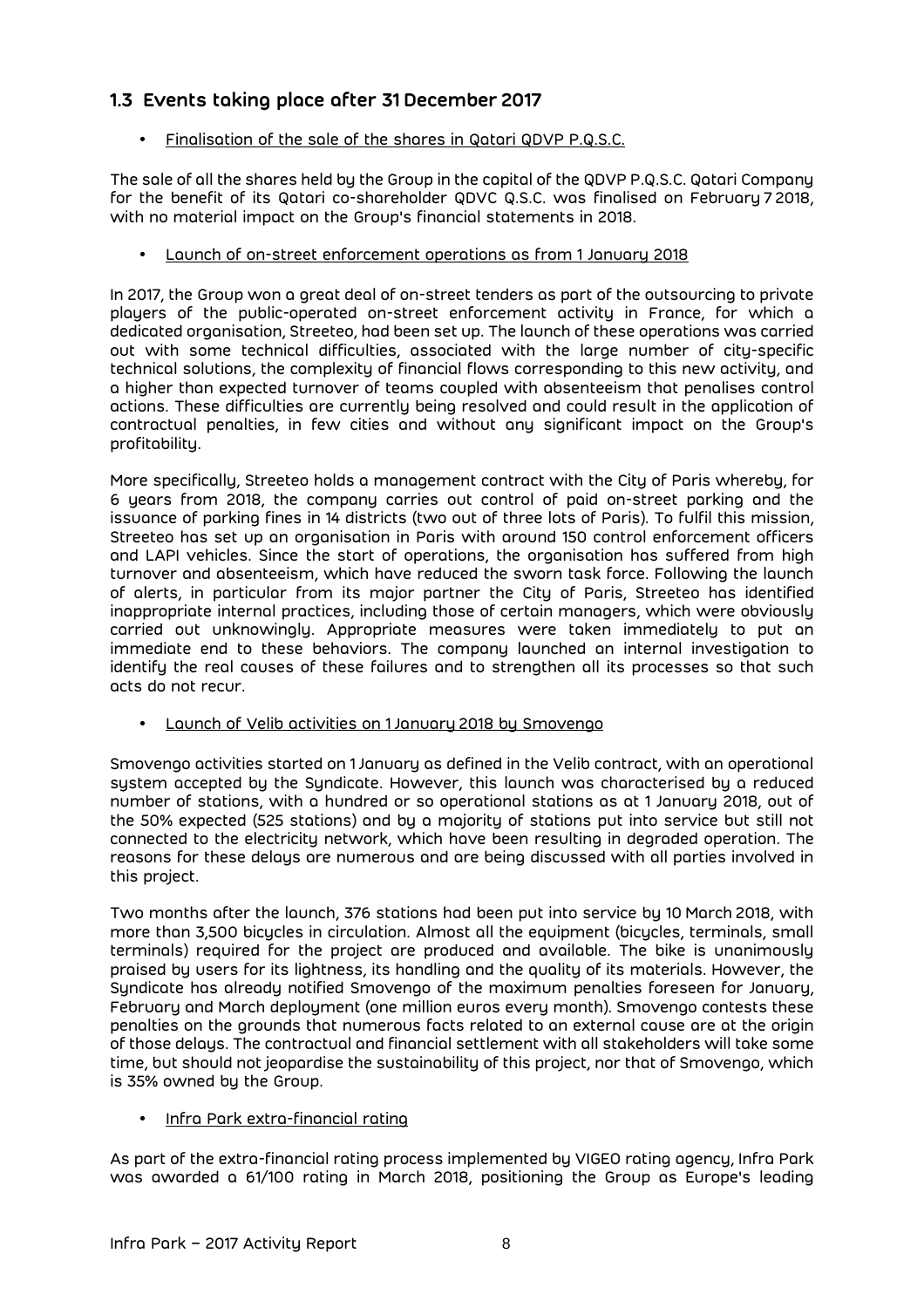## 1.3 Events taking place after 31 December 2017

- Finalisation of the sale of the shares in Qatari QDVP P.Q.S.C.

The sale of all the shares held by the Group in the capital of the QDVP P.Q.S.C. Qatari Company for the benefit of its Qatari co-shareholder QDVC Q.S.C. was finalised on February 7 2018, with no material impact on the Group's financial statements in 2018.

- Launch of on-street enforcement operations as from 1 January 2018

In 2017, the Group won a great deal of on-street tenders as part of the outsourcing to private players of the public-operated on-street enforcement activity in France, for which a dedicated organisation, Streeteo, had been set up. The launch of these operations was carried out with some technical difficulties, associated with the large number of city-specific technical solutions, the complexity of financial flows corresponding to this new activity, and a higher than expected turnover of teams coupled with absenteeism that penalises control actions. These difficulties are currently being resolved and could result in the application of contractual penalties, in few cities and without any significant impact on the Group's profitability.

More specifically, Streeteo holds a management contract with the City of Paris whereby, for 6 years from 2018, the company carries out control of paid on-street parking and the issuance of parking fines in 14 districts (two out of three lots of Paris). To fulfil this mission, Streeteo has set up an organisation in Paris with around 150 control enforcement officers and LAPI vehicles. Since the start of operations, the organisation has suffered from high turnover and absenteeism, which have reduced the sworn task force. Following the launch of alerts, in particular from its major partner the City of Paris, Streeteo has identified inappropriate internal practices, including those of certain managers, which were obviously carried out unknowingly. Appropriate measures were taken immediately to put an immediate end to these behaviors. The company launched an internal investigation to identify the real causes of these failures and to strengthen all its processes so that such acts do not recur.

- Launch of Velib activities on 1 January 2018 by Smovengo

Smovengo activities started on 1 January as defined in the Velib contract, with an operational system accepted by the Syndicate. However, this launch was characterised by a reduced number of stations, with a hundred or so operational stations as at 1 January 2018, out of the 50% expected (525 stations) and by a majority of stations put into service but still not connected to the electricity network, which have been resulting in degraded operation. The reasons for these delays are numerous and are being discussed with all parties involved in this project.

Two months after the launch, 376 stations had been put into service by 10 March 2018, with more than 3,500 bicycles in circulation. Almost all the equipment (bicycles, terminals, small terminals) required for the project are produced and available. The bike is unanimously praised by users for its lightness, its handling and the quality of its materials. However, the Syndicate has already notified Smovengo of the maximum penalties foreseen for January, February and March deployment (one million euros every month). Smovengo contests these penalties on the grounds that numerous facts related to an external cause are at the origin of those delays. The contractual and financial settlement with all stakeholders will take some time, but should not jeopardise the sustainability of this project, nor that of Smovengo, which is 35% owned by the Group.

- Infra Park extra-financial rating

As part of the extra-financial rating process implemented by VIGEO rating agency, Infra Park was awarded a 61/100 rating in March 2018, positioning the Group as Europe's leading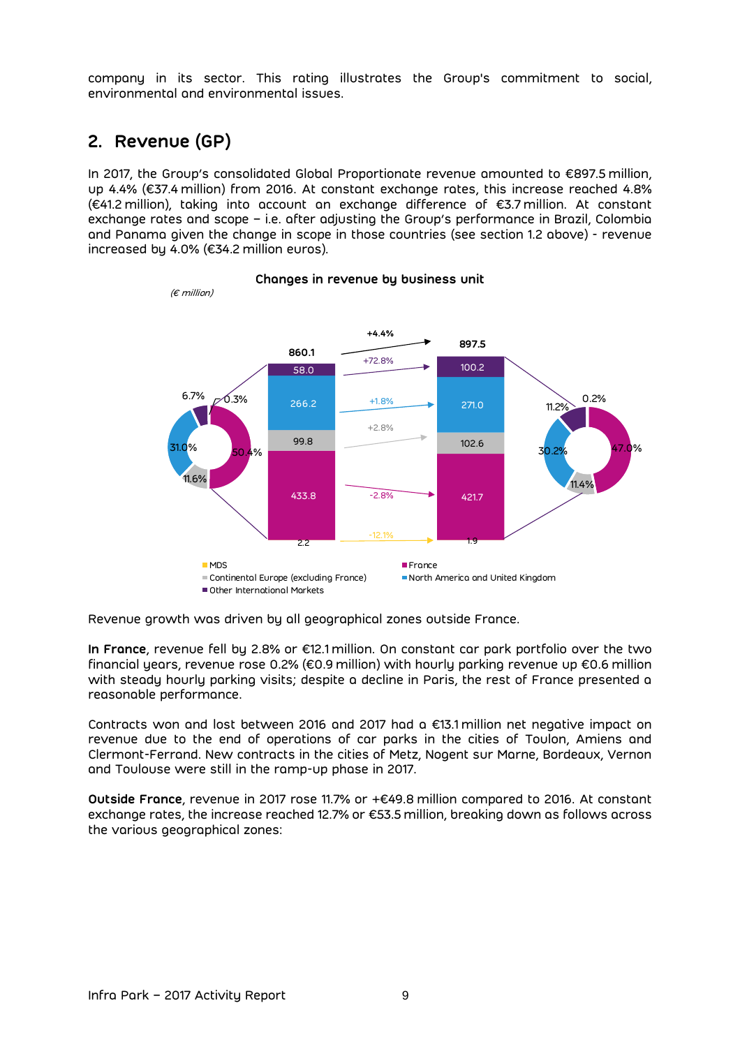company in its sector. This rating illustrates the Group's commitment to social, environmental and environmental issues.

## 2. Revenue (GP)

In 2017, the Group's consolidated Global Proportionate revenue amounted to €897.5 million, up 4.4% (€37.4 million) from 2016. At constant exchange rates, this increase reached 4.8% (€41.2 million), taking into account an exchange difference of €3.7 million. At constant exchange rates and scope – i.e. after adjusting the Group's performance in Brazil, Colombia and Panama given the change in scope in those countries (see section 1.2 above) - revenue increased by 4.0% (€34.2 million euros).

**Changes in revenue by business unit**

*(€ million)*

| | 2016 | Change | 2017 |
|---|---|---|---|
| Other International Markets | 58.0 | +72.8% | 100.2 |
| North America and United Kingdom | 266.2 | +1.8% | 271.0 |
| Continental Europe (excluding France) | 99.8 | +2.8% | 102.6 |
| France | 433.8 | -2.8% | 421.7 |
| MDS | 2.2 | -12.1% | 1.9 |
| **Total** | **860.1** | **+4.4%** | **897.5** |

Revenue breakdown 2016: France 50.4%, North America and United Kingdom 31.0%, Continental Europe (excluding France) 11.6%, Other International Markets 6.7%, MDS 0.3%.

Revenue breakdown 2017: France 47.0%, North America and United Kingdom 30.2%, Continental Europe (excluding France) 11.4%, Other International Markets 11.2%, MDS 0.2%.

Revenue growth was driven by all geographical zones outside France.

**In France**, revenue fell by 2.8% or €12.1 million. On constant car park portfolio over the two financial years, revenue rose 0.2% (€0.9 million) with hourly parking revenue up €0.6 million with steady hourly parking visits; despite a decline in Paris, the rest of France presented a reasonable performance.

Contracts won and lost between 2016 and 2017 had a €13.1 million net negative impact on revenue due to the end of operations of car parks in the cities of Toulon, Amiens and Clermont-Ferrand. New contracts in the cities of Metz, Nogent sur Marne, Bordeaux, Vernon and Toulouse were still in the ramp-up phase in 2017.

**Outside France**, revenue in 2017 rose 11.7% or +€49.8 million compared to 2016. At constant exchange rates, the increase reached 12.7% or €53.5 million, breaking down as follows across the various geographical zones: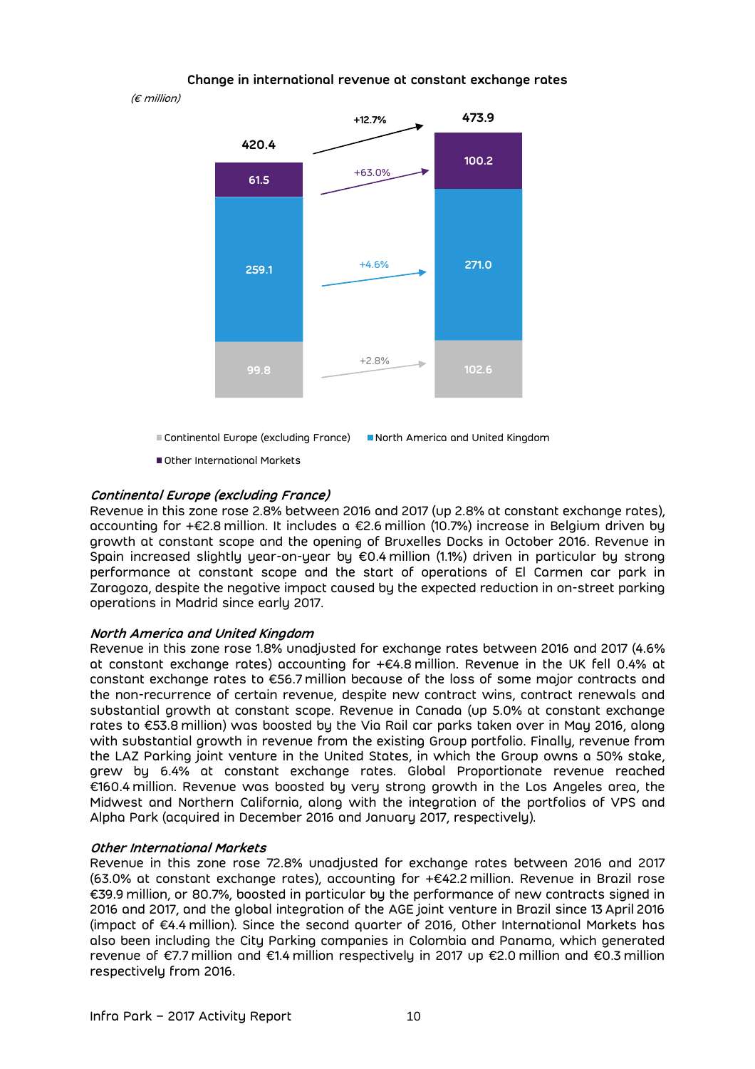**Change in international revenue at constant exchange rates**

*(€ million)*

| | 2016 | Change | 2017 |
|---|---|---|---|
| Continental Europe (excluding France) | 99.8 | +2.8% | 102.6 |
| North America and United Kingdom | 259.1 | +4.6% | 271.0 |
| Other International Markets | 61.5 | +63.0% | 100.2 |
| Total | 420.4 | +12.7% | 473.9 |

### *Continental Europe (excluding France)*

Revenue in this zone rose 2.8% between 2016 and 2017 (up 2.8% at constant exchange rates), accounting for +€2.8 million. It includes a €2.6 million (10.7%) increase in Belgium driven by growth at constant scope and the opening of Bruxelles Docks in October 2016. Revenue in Spain increased slightly year-on-year by €0.4 million (1.1%) driven in particular by strong performance at constant scope and the start of operations of El Carmen car park in Zaragoza, despite the negative impact caused by the expected reduction in on-street parking operations in Madrid since early 2017.

### *North America and United Kingdom*

Revenue in this zone rose 1.8% unadjusted for exchange rates between 2016 and 2017 (4.6% at constant exchange rates) accounting for +€4.8 million. Revenue in the UK fell 0.4% at constant exchange rates to €56.7 million because of the loss of some major contracts and the non-recurrence of certain revenue, despite new contract wins, contract renewals and substantial growth at constant scope. Revenue in Canada (up 5.0% at constant exchange rates to €53.8 million) was boosted by the Via Rail car parks taken over in May 2016, along with substantial growth in revenue from the existing Group portfolio. Finally, revenue from the LAZ Parking joint venture in the United States, in which the Group owns a 50% stake, grew by 6.4% at constant exchange rates. Global Proportionate revenue reached €160.4 million. Revenue was boosted by very strong growth in the Los Angeles area, the Midwest and Northern California, along with the integration of the portfolios of VPS and Alpha Park (acquired in December 2016 and January 2017, respectively).

### *Other International Markets*

Revenue in this zone rose 72.8% unadjusted for exchange rates between 2016 and 2017 (63.0% at constant exchange rates), accounting for +€42.2 million. Revenue in Brazil rose €39.9 million, or 80.7%, boosted in particular by the performance of new contracts signed in 2016 and 2017, and the global integration of the AGE joint venture in Brazil since 13 April 2016 (impact of €4.4 million). Since the second quarter of 2016, Other International Markets has also been including the City Parking companies in Colombia and Panama, which generated revenue of €7.7 million and €1.4 million respectively in 2017 up €2.0 million and €0.3 million respectively from 2016.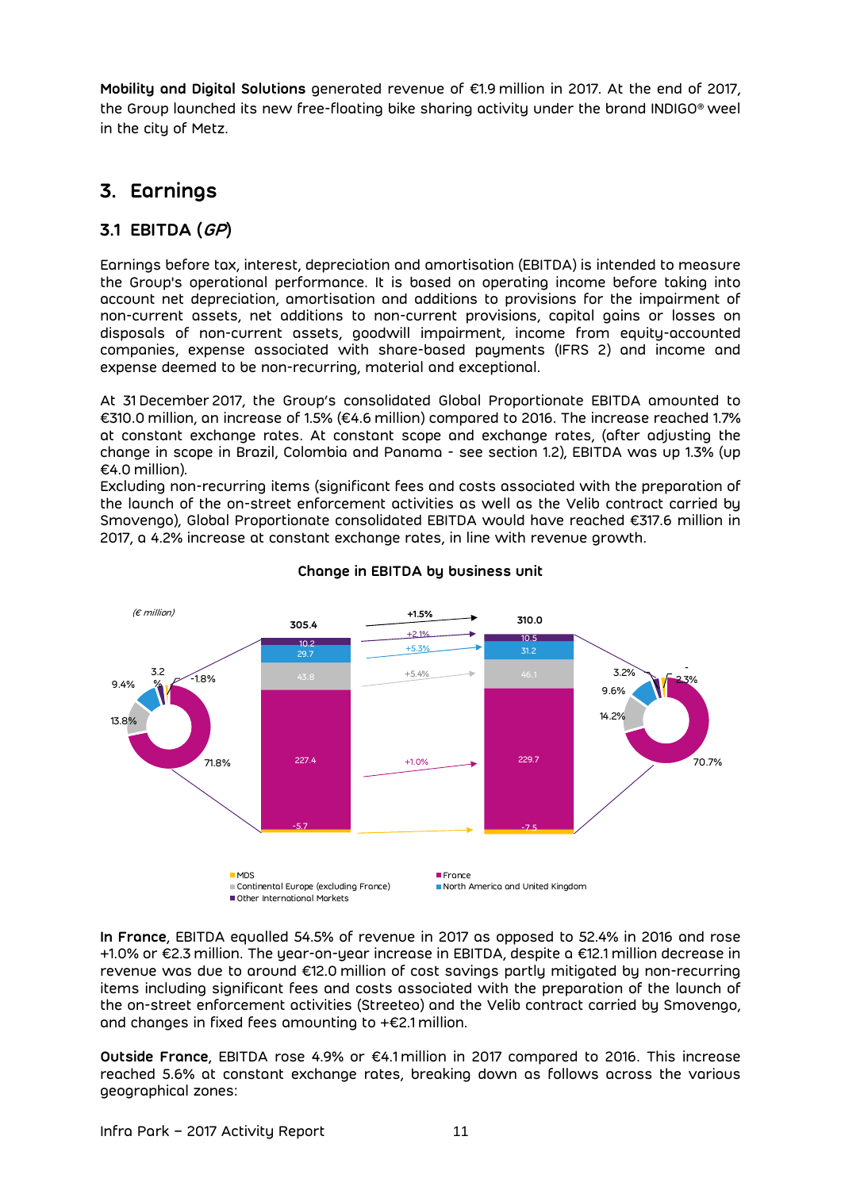**Mobility and Digital Solutions** generated revenue of €1.9 million in 2017. At the end of 2017, the Group launched its new free-floating bike sharing activity under the brand INDIGO® weel in the city of Metz.

## 3. Earnings

### 3.1 EBITDA (*GP*)

Earnings before tax, interest, depreciation and amortisation (EBITDA) is intended to measure the Group's operational performance. It is based on operating income before taking into account net depreciation, amortisation and additions to provisions for the impairment of non-current assets, net additions to non-current provisions, capital gains or losses on disposals of non-current assets, goodwill impairment, income from equity-accounted companies, expense associated with share-based payments (IFRS 2) and income and expense deemed to be non-recurring, material and exceptional.

At 31 December 2017, the Group's consolidated Global Proportionate EBITDA amounted to €310.0 million, an increase of 1.5% (€4.6 million) compared to 2016. The increase reached 1.7% at constant exchange rates. At constant scope and exchange rates, (after adjusting the change in scope in Brazil, Colombia and Panama - see section 1.2), EBITDA was up 1.3% (up €4.0 million).
Excluding non-recurring items (significant fees and costs associated with the preparation of the launch of the on-street enforcement activities as well as the Velib contract carried by Smovengo), Global Proportionate consolidated EBITDA would have reached €317.6 million in 2017, a 4.2% increase at constant exchange rates, in line with revenue growth.

**Change in EBITDA by business unit**

(€ million)

| Business unit | 2016 | Change | 2017 |
|---|---|---|---|
| Other International Markets | 10.2 | +2.1% | 10.5 |
| North America and United Kingdom | 29.7 | +5.3% | 31.2 |
| Continental Europe (excluding France) | 43.8 | +5.4% | 46.1 |
| France | 227.4 | +1.0% | 229.7 |
| MDS | -5.7 | | -7.5 |
| **Total** | **305.4** | **+1.5%** | **310.0** |

Share of EBITDA: 2016 – France 71.8%, Continental Europe (excluding France) 13.8%, North America and United Kingdom 9.4%, Other International Markets 3.2%, MDS -1.8%; 2017 – France 70.7%, Continental Europe (excluding France) 14.2%, North America and United Kingdom 9.6%, Other International Markets 3.2%, MDS -2.3%.

**In France**, EBITDA equalled 54.5% of revenue in 2017 as opposed to 52.4% in 2016 and rose +1.0% or €2.3 million. The year-on-year increase in EBITDA, despite a €12.1 million decrease in revenue was due to around €12.0 million of cost savings partly mitigated by non-recurring items including significant fees and costs associated with the preparation of the launch of the on-street enforcement activities (Streeteo) and the Velib contract carried by Smovengo, and changes in fixed fees amounting to +€2.1 million.

**Outside France**, EBITDA rose 4.9% or €4.1 million in 2017 compared to 2016. This increase reached 5.6% at constant exchange rates, breaking down as follows across the various geographical zones: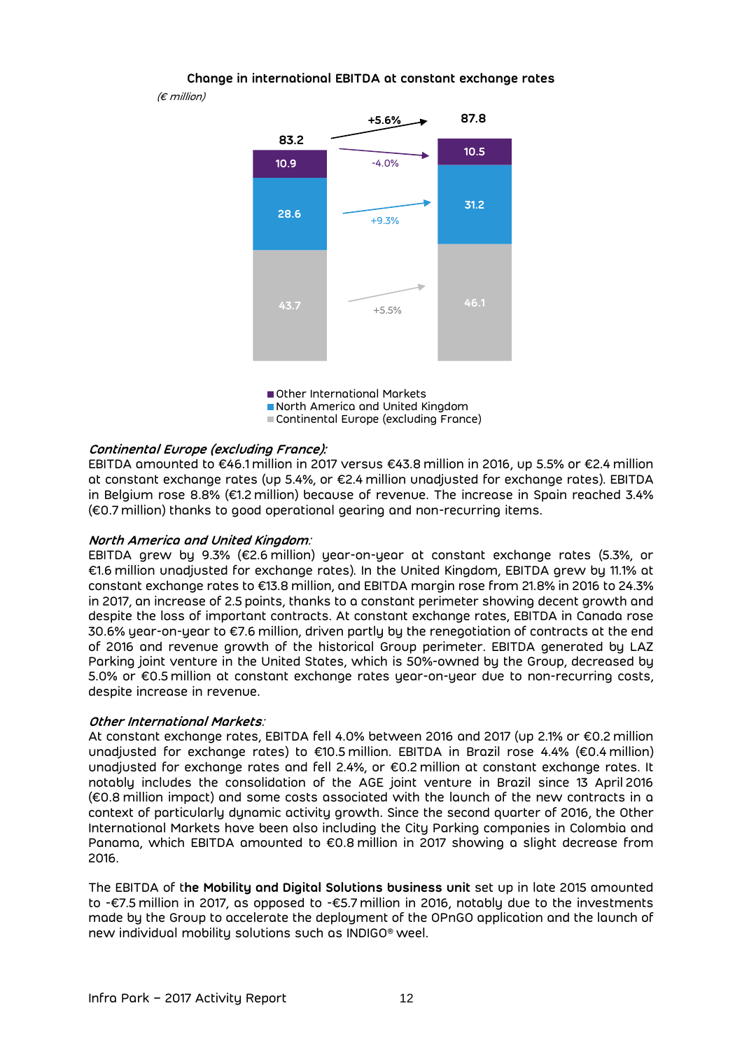**Change in international EBITDA at constant exchange rates**

*(€ million)*

| | 2016 | Change | 2017 |
|---|---|---|---|
| Other International Markets | 10.9 | -4.0% | 10.5 |
| North America and United Kingdom | 28.6 | +9.3% | 31.2 |
| Continental Europe (excluding France) | 43.7 | +5.5% | 46.1 |
| Total | 83.2 | +5.6% | 87.8 |

***Continental Europe (excluding France):***
EBITDA amounted to €46.1 million in 2017 versus €43.8 million in 2016, up 5.5% or €2.4 million at constant exchange rates (up 5.4%, or €2.4 million unadjusted for exchange rates). EBITDA in Belgium rose 8.8% (€1.2 million) because of revenue. The increase in Spain reached 3.4% (€0.7 million) thanks to good operational gearing and non-recurring items.

***North America and United Kingdom:***
EBITDA grew by 9.3% (€2.6 million) year-on-year at constant exchange rates (5.3%, or €1.6 million unadjusted for exchange rates). In the United Kingdom, EBITDA grew by 11.1% at constant exchange rates to €13.8 million, and EBITDA margin rose from 21.8% in 2016 to 24.3% in 2017, an increase of 2.5 points, thanks to a constant perimeter showing decent growth and despite the loss of important contracts. At constant exchange rates, EBITDA in Canada rose 30.6% year-on-year to €7.6 million, driven partly by the renegotiation of contracts at the end of 2016 and revenue growth of the historical Group perimeter. EBITDA generated by LAZ Parking joint venture in the United States, which is 50%-owned by the Group, decreased by 5.0% or €0.5 million at constant exchange rates year-on-year due to non-recurring costs, despite increase in revenue.

***Other International Markets:***
At constant exchange rates, EBITDA fell 4.0% between 2016 and 2017 (up 2.1% or €0.2 million unadjusted for exchange rates) to €10.5 million. EBITDA in Brazil rose 4.4% (€0.4 million) unadjusted for exchange rates and fell 2.4%, or €0.2 million at constant exchange rates. It notably includes the consolidation of the AGE joint venture in Brazil since 13 April 2016 (€0.8 million impact) and some costs associated with the launch of the new contracts in a context of particularly dynamic activity growth. Since the second quarter of 2016, the Other International Markets have been also including the City Parking companies in Colombia and Panama, which EBITDA amounted to €0.8 million in 2017 showing a slight decrease from 2016.

The EBITDA of t**he Mobility and Digital Solutions business unit** set up in late 2015 amounted to -€7.5 million in 2017, as opposed to -€5.7 million in 2016, notably due to the investments made by the Group to accelerate the deployment of the OPnGO application and the launch of new individual mobility solutions such as INDIGO® weel.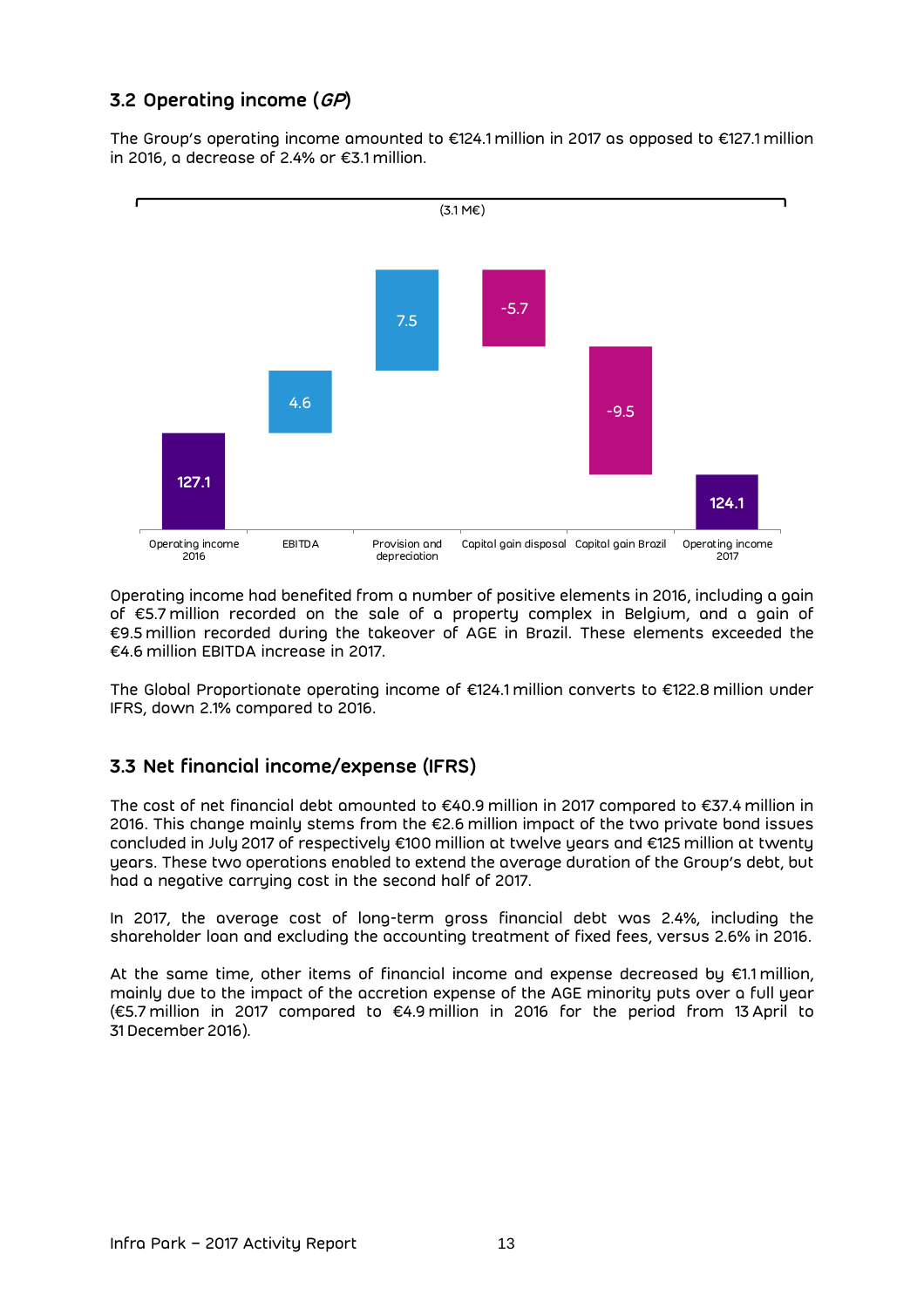## 3.2 Operating income (*GP*)

The Group's operating income amounted to €124.1 million in 2017 as opposed to €127.1 million in 2016, a decrease of 2.4% or €3.1 million.

(3.1 M€)

| Operating income 2016 | EBITDA | Provision and depreciation | Capital gain disposal | Capital gain Brazil | Operating income 2017 |
|---|---|---|---|---|---|
| 127.1 | 4.6 | 7.5 | -5.7 | -9.5 | 124.1 |

Operating income had benefited from a number of positive elements in 2016, including a gain of €5.7 million recorded on the sale of a property complex in Belgium, and a gain of €9.5 million recorded during the takeover of AGE in Brazil. These elements exceeded the €4.6 million EBITDA increase in 2017.

The Global Proportionate operating income of €124.1 million converts to €122.8 million under IFRS, down 2.1% compared to 2016.

## 3.3 Net financial income/expense (IFRS)

The cost of net financial debt amounted to €40.9 million in 2017 compared to €37.4 million in 2016. This change mainly stems from the €2.6 million impact of the two private bond issues concluded in July 2017 of respectively €100 million at twelve years and €125 million at twenty years. These two operations enabled to extend the average duration of the Group's debt, but had a negative carrying cost in the second half of 2017.

In 2017, the average cost of long-term gross financial debt was 2.4%, including the shareholder loan and excluding the accounting treatment of fixed fees, versus 2.6% in 2016.

At the same time, other items of financial income and expense decreased by €1.1 million, mainly due to the impact of the accretion expense of the AGE minority puts over a full year (€5.7 million in 2017 compared to €4.9 million in 2016 for the period from 13 April to 31 December 2016).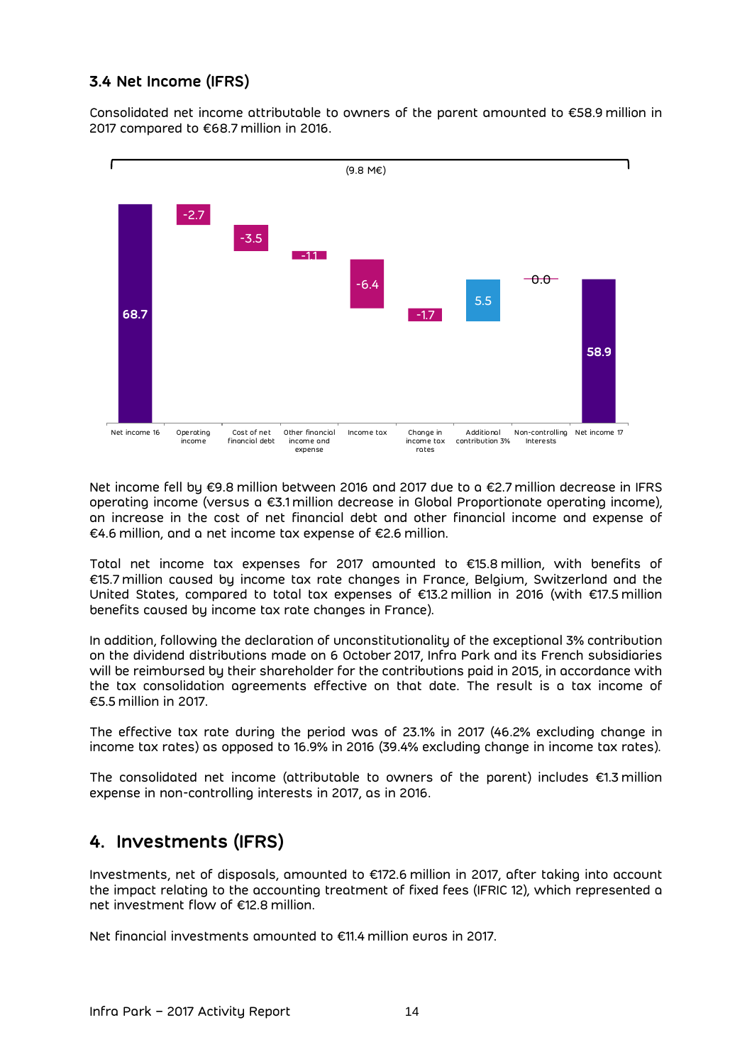### 3.4 Net Income (IFRS)

Consolidated net income attributable to owners of the parent amounted to €58.9 million in 2017 compared to €68.7 million in 2016.

(9.8 M€)

| Net income 16 | Operating income | Cost of net financial debt | Other financial income and expense | Income tax | Change in income tax rates | Additional contribution 3% | Non-controlling Interests | Net income 17 |
|---|---|---|---|---|---|---|---|---|
| 68.7 | -2.7 | -3.5 | -1.1 | -6.4 | -1.7 | 5.5 | 0.0 | 58.9 |

Net income fell by €9.8 million between 2016 and 2017 due to a €2.7 million decrease in IFRS operating income (versus a €3.1 million decrease in Global Proportionate operating income), an increase in the cost of net financial debt and other financial income and expense of €4.6 million, and a net income tax expense of €2.6 million.

Total net income tax expenses for 2017 amounted to €15.8 million, with benefits of €15.7 million caused by income tax rate changes in France, Belgium, Switzerland and the United States, compared to total tax expenses of €13.2 million in 2016 (with €17.5 million benefits caused by income tax rate changes in France).

In addition, following the declaration of unconstitutionality of the exceptional 3% contribution on the dividend distributions made on 6 October 2017, Infra Park and its French subsidiaries will be reimbursed by their shareholder for the contributions paid in 2015, in accordance with the tax consolidation agreements effective on that date. The result is a tax income of €5.5 million in 2017.

The effective tax rate during the period was of 23.1% in 2017 (46.2% excluding change in income tax rates) as opposed to 16.9% in 2016 (39.4% excluding change in income tax rates).

The consolidated net income (attributable to owners of the parent) includes €1.3 million expense in non-controlling interests in 2017, as in 2016.

## 4. Investments (IFRS)

Investments, net of disposals, amounted to €172.6 million in 2017, after taking into account the impact relating to the accounting treatment of fixed fees (IFRIC 12), which represented a net investment flow of €12.8 million.

Net financial investments amounted to €11.4 million euros in 2017.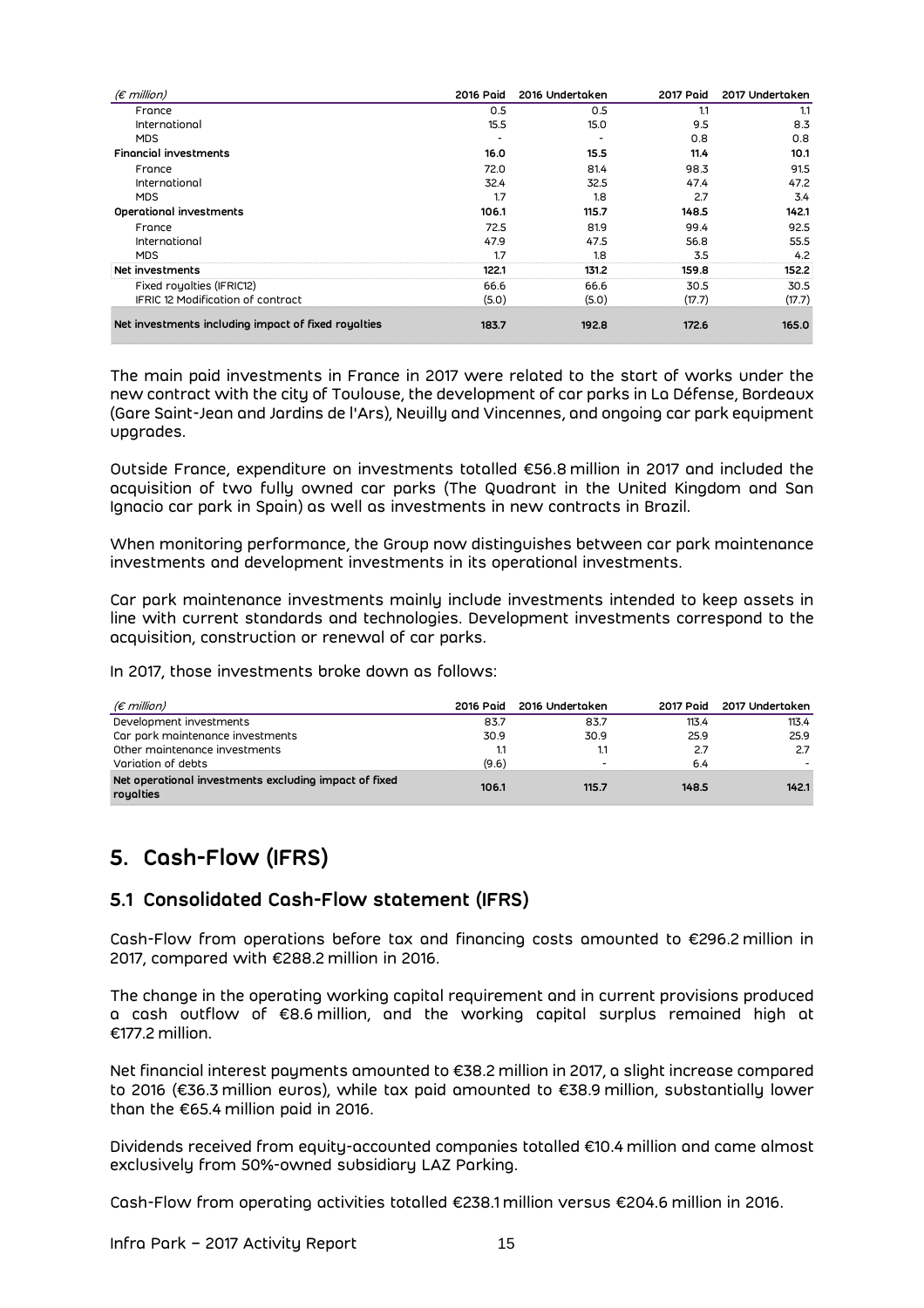| *(€ million)* | 2016 Paid | 2016 Undertaken | 2017 Paid | 2017 Undertaken |
|---|---|---|---|---|
| France | 0.5 | 0.5 | 1.1 | 1.1 |
| International | 15.5 | 15.0 | 9.5 | 8.3 |
| MDS | - | - | 0.8 | 0.8 |
| **Financial investments** | **16.0** | **15.5** | **11.4** | **10.1** |
| France | 72.0 | 81.4 | 98.3 | 91.5 |
| International | 32.4 | 32.5 | 47.4 | 47.2 |
| MDS | 1.7 | 1.8 | 2.7 | 3.4 |
| **Operational investments** | **106.1** | **115.7** | **148.5** | **142.1** |
| France | 72.5 | 81.9 | 99.4 | 92.5 |
| International | 47.9 | 47.5 | 56.8 | 55.5 |
| MDS | 1.7 | 1.8 | 3.5 | 4.2 |
| **Net investments** | **122.1** | **131.2** | **159.8** | **152.2** |
| Fixed royalties (IFRIC12) | 66.6 | 66.6 | 30.5 | 30.5 |
| IFRIC 12 Modification of contract | (5.0) | (5.0) | (17.7) | (17.7) |
| **Net investments including impact of fixed royalties** | **183.7** | **192.8** | **172.6** | **165.0** |

The main paid investments in France in 2017 were related to the start of works under the new contract with the city of Toulouse, the development of car parks in La Défense, Bordeaux (Gare Saint-Jean and Jardins de l'Ars), Neuilly and Vincennes, and ongoing car park equipment upgrades.

Outside France, expenditure on investments totalled €56.8 million in 2017 and included the acquisition of two fully owned car parks (The Quadrant in the United Kingdom and San Ignacio car park in Spain) as well as investments in new contracts in Brazil.

When monitoring performance, the Group now distinguishes between car park maintenance investments and development investments in its operational investments.

Car park maintenance investments mainly include investments intended to keep assets in line with current standards and technologies. Development investments correspond to the acquisition, construction or renewal of car parks.

In 2017, those investments broke down as follows:

| *(€ million)* | 2016 Paid | 2016 Undertaken | 2017 Paid | 2017 Undertaken |
|---|---|---|---|---|
| Development investments | 83.7 | 83.7 | 113.4 | 113.4 |
| Car park maintenance investments | 30.9 | 30.9 | 25.9 | 25.9 |
| Other maintenance investments | 1.1 | 1.1 | 2.7 | 2.7 |
| Variation of debts | (9.6) | - | 6.4 | - |
| **Net operational investments excluding impact of fixed royalties** | **106.1** | **115.7** | **148.5** | **142.1** |

# 5. Cash-Flow (IFRS)

## 5.1 Consolidated Cash-Flow statement (IFRS)

Cash-Flow from operations before tax and financing costs amounted to €296.2 million in 2017, compared with €288.2 million in 2016.

The change in the operating working capital requirement and in current provisions produced a cash outflow of €8.6 million, and the working capital surplus remained high at €177.2 million.

Net financial interest payments amounted to €38.2 million in 2017, a slight increase compared to 2016 (€36.3 million euros), while tax paid amounted to €38.9 million, substantially lower than the €65.4 million paid in 2016.

Dividends received from equity-accounted companies totalled €10.4 million and came almost exclusively from 50%-owned subsidiary LAZ Parking.

Cash-Flow from operating activities totalled €238.1 million versus €204.6 million in 2016.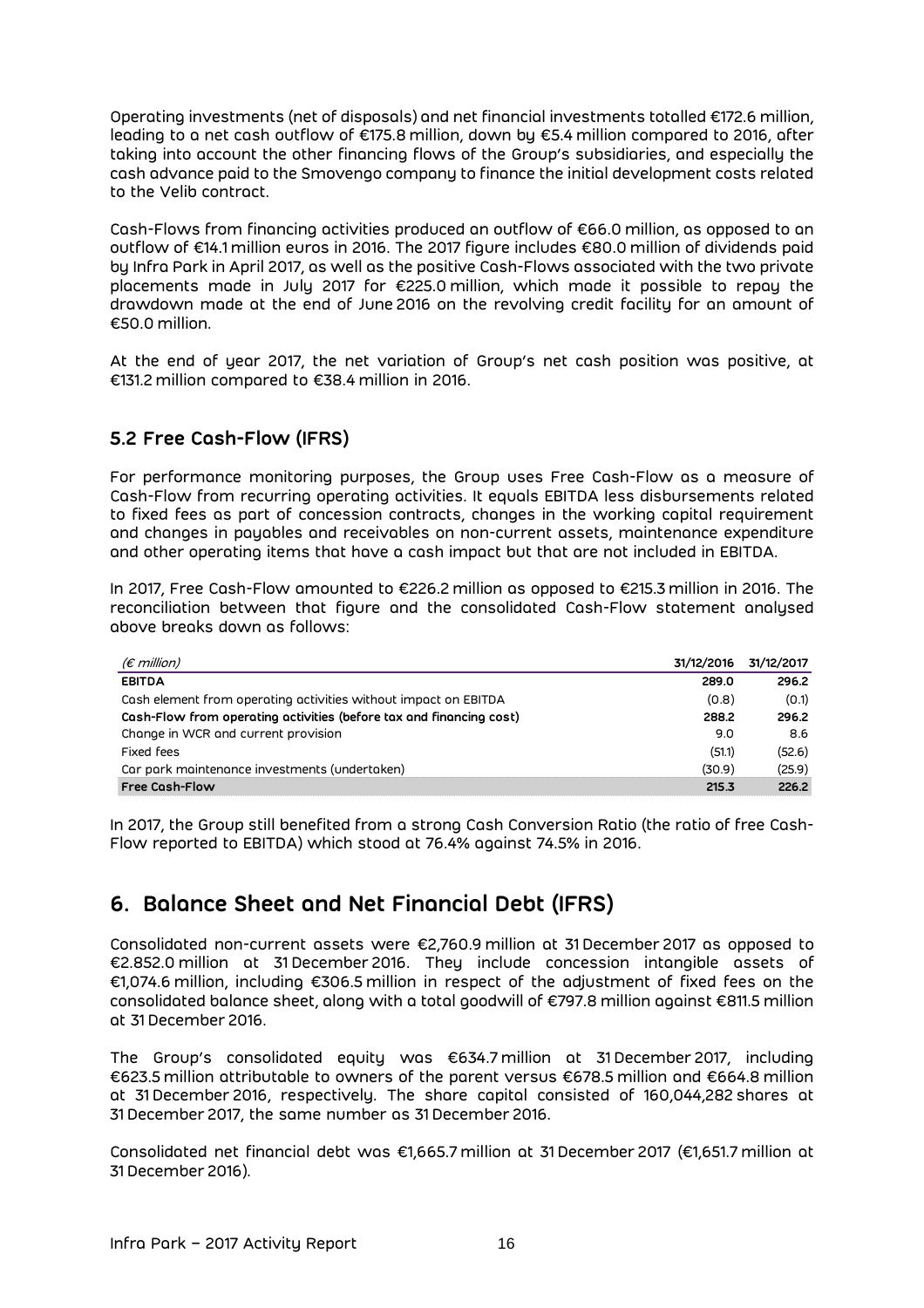Operating investments (net of disposals) and net financial investments totalled €172.6 million, leading to a net cash outflow of €175.8 million, down by €5.4 million compared to 2016, after taking into account the other financing flows of the Group's subsidiaries, and especially the cash advance paid to the Smovengo company to finance the initial development costs related to the Velib contract.

Cash-Flows from financing activities produced an outflow of €66.0 million, as opposed to an outflow of €14.1 million euros in 2016. The 2017 figure includes €80.0 million of dividends paid by Infra Park in April 2017, as well as the positive Cash-Flows associated with the two private placements made in July 2017 for €225.0 million, which made it possible to repay the drawdown made at the end of June 2016 on the revolving credit facility for an amount of €50.0 million.

At the end of year 2017, the net variation of Group's net cash position was positive, at €131.2 million compared to €38.4 million in 2016.

## 5.2 Free Cash-Flow (IFRS)

For performance monitoring purposes, the Group uses Free Cash-Flow as a measure of Cash-Flow from recurring operating activities. It equals EBITDA less disbursements related to fixed fees as part of concession contracts, changes in the working capital requirement and changes in payables and receivables on non-current assets, maintenance expenditure and other operating items that have a cash impact but that are not included in EBITDA.

In 2017, Free Cash-Flow amounted to €226.2 million as opposed to €215.3 million in 2016. The reconciliation between that figure and the consolidated Cash-Flow statement analysed above breaks down as follows:

| *(€ million)* | 31/12/2016 | 31/12/2017 |
|---|---|---|
| **EBITDA** | **289.0** | **296.2** |
| Cash element from operating activities without impact on EBITDA | (0.8) | (0.1) |
| **Cash-Flow from operating activities (before tax and financing cost)** | **288.2** | **296.2** |
| Change in WCR and current provision | 9.0 | 8.6 |
| Fixed fees | (51.1) | (52.6) |
| Car park maintenance investments (undertaken) | (30.9) | (25.9) |
| **Free Cash-Flow** | **215.3** | **226.2** |

In 2017, the Group still benefited from a strong Cash Conversion Ratio (the ratio of free Cash-Flow reported to EBITDA) which stood at 76.4% against 74.5% in 2016.

# 6. Balance Sheet and Net Financial Debt (IFRS)

Consolidated non-current assets were €2,760.9 million at 31 December 2017 as opposed to €2.852.0 million at 31 December 2016. They include concession intangible assets of €1,074.6 million, including €306.5 million in respect of the adjustment of fixed fees on the consolidated balance sheet, along with a total goodwill of €797.8 million against €811.5 million at 31 December 2016.

The Group's consolidated equity was €634.7 million at 31 December 2017, including €623.5 million attributable to owners of the parent versus €678.5 million and €664.8 million at 31 December 2016, respectively. The share capital consisted of 160,044,282 shares at 31 December 2017, the same number as 31 December 2016.

Consolidated net financial debt was €1,665.7 million at 31 December 2017 (€1,651.7 million at 31 December 2016).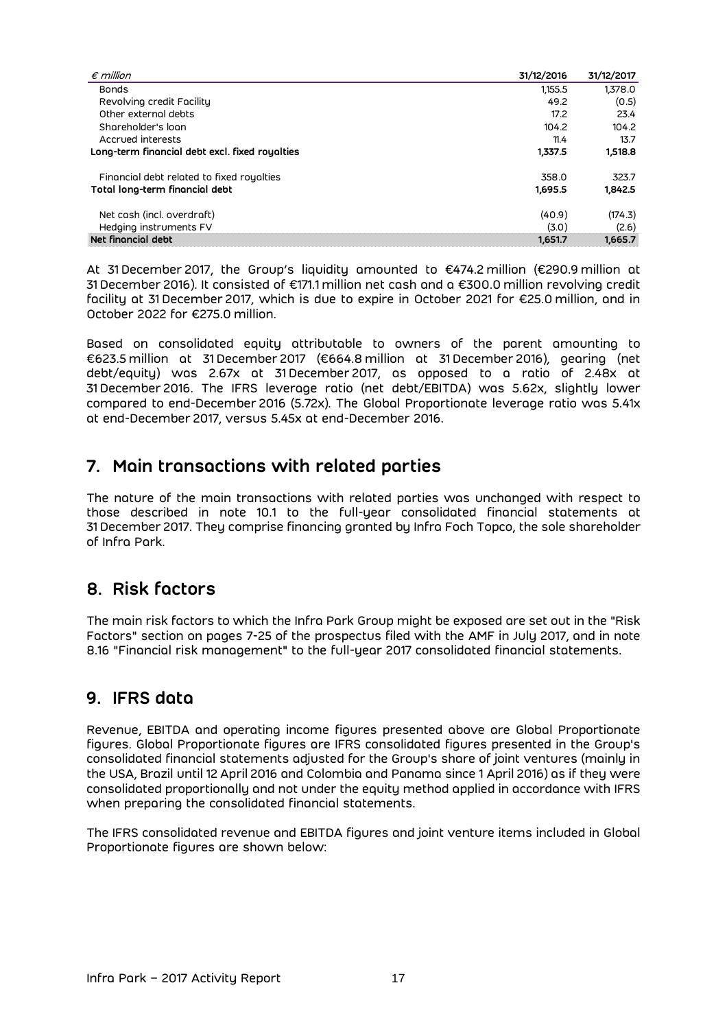| *€ million* | 31/12/2016 | 31/12/2017 |
| --- | --- | --- |
| Bonds | 1,155.5 | 1,378.0 |
| Revolving credit Facility | 49.2 | (0.5) |
| Other external debts | 17.2 | 23.4 |
| Shareholder's loan | 104.2 | 104.2 |
| Accrued interests | 11.4 | 13.7 |
| **Long-term financial debt excl. fixed royalties** | **1,337.5** | **1,518.8** |
| Financial debt related to fixed royalties | 358.0 | 323.7 |
| **Total long-term financial debt** | **1,695.5** | **1,842.5** |
| Net cash (incl. overdraft) | (40.9) | (174.3) |
| Hedging instruments FV | (3.0) | (2.6) |
| **Net financial debt** | **1,651.7** | **1,665.7** |

At 31 December 2017, the Group's liquidity amounted to €474.2 million (€290.9 million at 31 December 2016). It consisted of €171.1 million net cash and a €300.0 million revolving credit facility at 31 December 2017, which is due to expire in October 2021 for €25.0 million, and in October 2022 for €275.0 million.

Based on consolidated equity attributable to owners of the parent amounting to €623.5 million at 31 December 2017 (€664.8 million at 31 December 2016), gearing (net debt/equity) was 2.67x at 31 December 2017, as opposed to a ratio of 2.48x at 31 December 2016. The IFRS leverage ratio (net debt/EBITDA) was 5.62x, slightly lower compared to end-December 2016 (5.72x). The Global Proportionate leverage ratio was 5.41x at end-December 2017, versus 5.45x at end-December 2016.

## 7. Main transactions with related parties

The nature of the main transactions with related parties was unchanged with respect to those described in note 10.1 to the full-year consolidated financial statements at 31 December 2017. They comprise financing granted by Infra Foch Topco, the sole shareholder of Infra Park.

## 8. Risk factors

The main risk factors to which the Infra Park Group might be exposed are set out in the "Risk Factors" section on pages 7-25 of the prospectus filed with the AMF in July 2017, and in note 8.16 "Financial risk management" to the full-year 2017 consolidated financial statements.

## 9. IFRS data

Revenue, EBITDA and operating income figures presented above are Global Proportionate figures. Global Proportionate figures are IFRS consolidated figures presented in the Group's consolidated financial statements adjusted for the Group's share of joint ventures (mainly in the USA, Brazil until 12 April 2016 and Colombia and Panama since 1 April 2016) as if they were consolidated proportionally and not under the equity method applied in accordance with IFRS when preparing the consolidated financial statements.

The IFRS consolidated revenue and EBITDA figures and joint venture items included in Global Proportionate figures are shown below: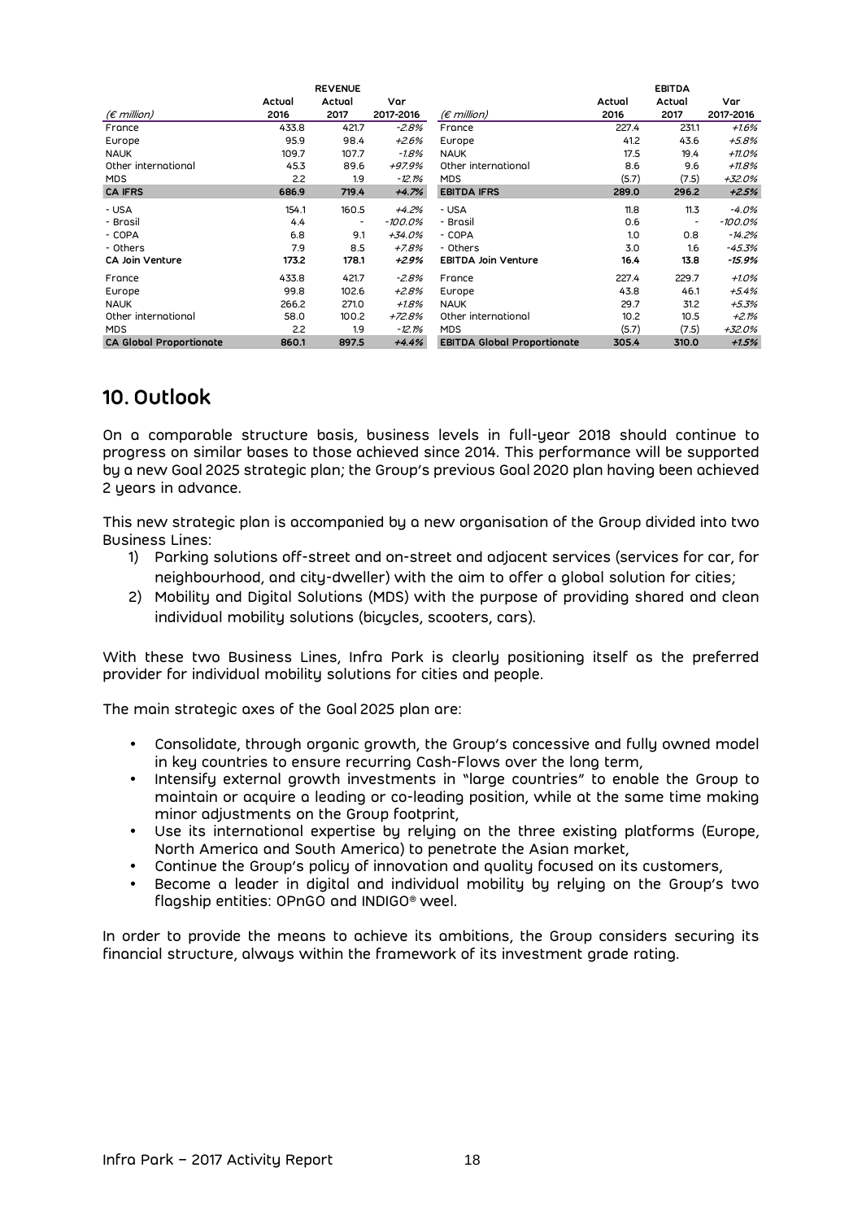| | REVENUE | | | | EBITDA | | |
|---|---|---|---|---|---|---|---|
| *(€ million)* | Actual 2016 | Actual 2017 | Var 2017-2016 | *(€ million)* | Actual 2016 | Actual 2017 | Var 2017-2016 |
| France | 433.8 | 421.7 | *-2.8%* | France | 227.4 | 231.1 | *+1.6%* |
| Europe | 95.9 | 98.4 | *+2.6%* | Europe | 41.2 | 43.6 | *+5.8%* |
| NAUK | 109.7 | 107.7 | *-1.8%* | NAUK | 17.5 | 19.4 | *+11.0%* |
| Other international | 45.3 | 89.6 | *+97.9%* | Other international | 8.6 | 9.6 | *+11.8%* |
| MDS | 2.2 | 1.9 | *-12.1%* | MDS | (5.7) | (7.5) | *+32.0%* |
| **CA IFRS** | **686.9** | **719.4** | ***+4.7%*** | **EBITDA IFRS** | **289.0** | **296.2** | ***+2.5%*** |
| - USA | 154.1 | 160.5 | *+4.2%* | - USA | 11.8 | 11.3 | *-4.0%* |
| - Brasil | 4.4 | - | *-100.0%* | - Brasil | 0.6 | - | *-100.0%* |
| - COPA | 6.8 | 9.1 | *+34.0%* | - COPA | 1.0 | 0.8 | *-14.2%* |
| - Others | 7.9 | 8.5 | *+7.8%* | - Others | 3.0 | 1.6 | *-45.3%* |
| **CA Join Venture** | **173.2** | **178.1** | ***+2.9%*** | **EBITDA Join Venture** | **16.4** | **13.8** | ***-15.9%*** |
| France | 433.8 | 421.7 | *-2.8%* | France | 227.4 | 229.7 | *+1.0%* |
| Europe | 99.8 | 102.6 | *+2.8%* | Europe | 43.8 | 46.1 | *+5.4%* |
| NAUK | 266.2 | 271.0 | *+1.8%* | NAUK | 29.7 | 31.2 | *+5.3%* |
| Other international | 58.0 | 100.2 | *+72.8%* | Other international | 10.2 | 10.5 | *+2.1%* |
| MDS | 2.2 | 1.9 | *-12.1%* | MDS | (5.7) | (7.5) | *+32.0%* |
| **CA Global Proportionate** | **860.1** | **897.5** | ***+4.4%*** | **EBITDA Global Proportionate** | **305.4** | **310.0** | ***+1.5%*** |

## 10. Outlook

On a comparable structure basis, business levels in full-year 2018 should continue to progress on similar bases to those achieved since 2014. This performance will be supported by a new Goal 2025 strategic plan; the Group's previous Goal 2020 plan having been achieved 2 years in advance.

This new strategic plan is accompanied by a new organisation of the Group divided into two Business Lines:

1) Parking solutions off-street and on-street and adjacent services (services for car, for neighbourhood, and city-dweller) with the aim to offer a global solution for cities;
2) Mobility and Digital Solutions (MDS) with the purpose of providing shared and clean individual mobility solutions (bicycles, scooters, cars).

With these two Business Lines, Infra Park is clearly positioning itself as the preferred provider for individual mobility solutions for cities and people.

The main strategic axes of the Goal 2025 plan are:

- Consolidate, through organic growth, the Group's concessive and fully owned model in key countries to ensure recurring Cash-Flows over the long term,
- Intensify external growth investments in "large countries" to enable the Group to maintain or acquire a leading or co-leading position, while at the same time making minor adjustments on the Group footprint,
- Use its international expertise by relying on the three existing platforms (Europe, North America and South America) to penetrate the Asian market,
- Continue the Group's policy of innovation and quality focused on its customers,
- Become a leader in digital and individual mobility by relying on the Group's two flagship entities: OPnGO and INDIGO® weel.

In order to provide the means to achieve its ambitions, the Group considers securing its financial structure, always within the framework of its investment grade rating.